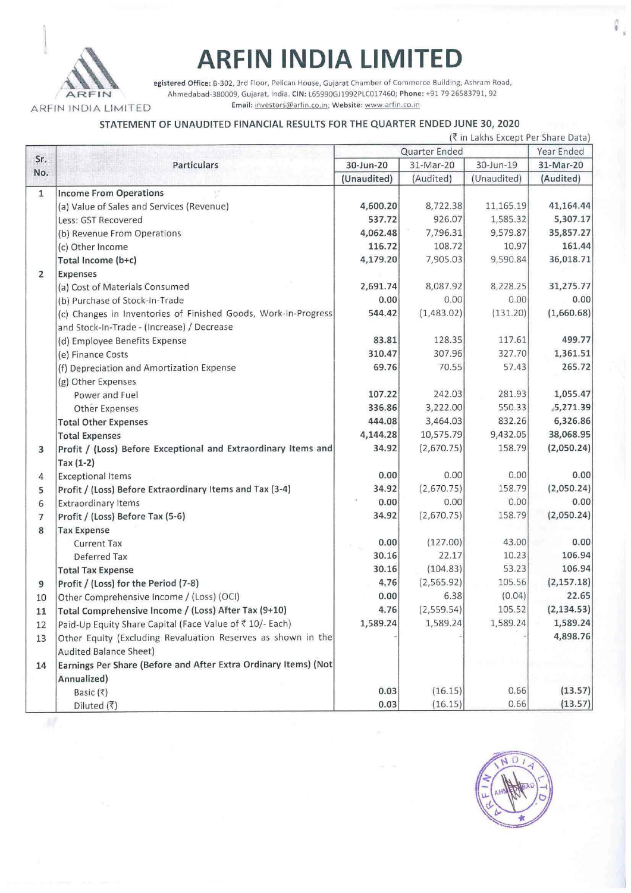# ARFIN INDIA LIMITED

egistered Office: B-302, 3rd Floor, Pelican House, Gujarat Chamber of Commerce Building, Ashram Road, Ahmedabad-380009, Gujarat, India. CIN: L65990GJ1992PLC017460; Phone: +91 79 26583791, 92
Email: investors@arfin.co.in; Website: www.arfin.co.in

## STATEMENT OF UNAUDITED FINANCIAL RESULTS FOR THE QUARTER ENDED JUNE 30, 2020

(₹ in Lakhs Except Per Share Data)

| Sr. No. | Particulars | Quarter Ended | | | Year Ended |
|---|---|---|---|---|---|
| | | 30-Jun-20 | 31-Mar-20 | 30-Jun-19 | 31-Mar-20 |
| | | (Unaudited) | (Audited) | (Unaudited) | (Audited) |
| 1 | **Income From Operations** | | | | |
| | (a) Value of Sales and Services (Revenue) | 4,600.20 | 8,722.38 | 11,165.19 | 41,164.44 |
| | Less: GST Recovered | 537.72 | 926.07 | 1,585.32 | 5,307.17 |
| | (b) Revenue From Operations | 4,062.48 | 7,796.31 | 9,579.87 | 35,857.27 |
| | (c) Other Income | 116.72 | 108.72 | 10.97 | 161.44 |
| | **Total Income (b+c)** | 4,179.20 | 7,905.03 | 9,590.84 | 36,018.71 |
| 2 | **Expenses** | | | | |
| | (a) Cost of Materials Consumed | 2,691.74 | 8,087.92 | 8,228.25 | 31,275.77 |
| | (b) Purchase of Stock-In-Trade | 0.00 | 0.00 | 0.00 | 0.00 |
| | (c) Changes in Inventories of Finished Goods, Work-In-Progress and Stock-In-Trade - (Increase) / Decrease | 544.42 | (1,483.02) | (131.20) | (1,660.68) |
| | (d) Employee Benefits Expense | 83.81 | 128.35 | 117.61 | 499.77 |
| | (e) Finance Costs | 310.47 | 307.96 | 327.70 | 1,361.51 |
| | (f) Depreciation and Amortization Expense | 69.76 | 70.55 | 57.43 | 265.72 |
| | (g) Other Expenses | | | | |
| | Power and Fuel | 107.22 | 242.03 | 281.93 | 1,055.47 |
| | Other Expenses | 336.86 | 3,222.00 | 550.33 | 5,271.39 |
| | **Total Other Expenses** | 444.08 | 3,464.03 | 832.26 | 6,326.86 |
| | **Total Expenses** | 4,144.28 | 10,575.79 | 9,432.05 | 38,068.95 |
| 3 | **Profit / (Loss) Before Exceptional and Extraordinary Items and Tax (1-2)** | 34.92 | (2,670.75) | 158.79 | (2,050.24) |
| 4 | Exceptional Items | 0.00 | 0.00 | 0.00 | 0.00 |
| 5 | **Profit / (Loss) Before Extraordinary Items and Tax (3-4)** | 34.92 | (2,670.75) | 158.79 | (2,050.24) |
| 6 | Extraordinary Items | 0.00 | 0.00 | 0.00 | 0.00 |
| 7 | **Profit / (Loss) Before Tax (5-6)** | 34.92 | (2,670.75) | 158.79 | (2,050.24) |
| 8 | **Tax Expense** | | | | |
| | Current Tax | 0.00 | (127.00) | 43.00 | 0.00 |
| | Deferred Tax | 30.16 | 22.17 | 10.23 | 106.94 |
| | **Total Tax Expense** | 30.16 | (104.83) | 53.23 | 106.94 |
| 9 | **Profit / (Loss) for the Period (7-8)** | 4.76 | (2,565.92) | 105.56 | (2,157.18) |
| 10 | Other Comprehensive Income / (Loss) (OCI) | 0.00 | 6.38 | (0.04) | 22.65 |
| 11 | **Total Comprehensive Income / (Loss) After Tax (9+10)** | 4.76 | (2,559.54) | 105.52 | (2,134.53) |
| 12 | Paid-Up Equity Share Capital (Face Value of ₹ 10/- Each) | 1,589.24 | 1,589.24 | 1,589.24 | 1,589.24 |
| 13 | Other Equity (Excluding Revaluation Reserves as shown in the Audited Balance Sheet) | - | - | - | 4,898.76 |
| 14 | **Earnings Per Share (Before and After Extra Ordinary Items) (Not Annualized)** | | | | |
| | Basic (₹) | 0.03 | (16.15) | 0.66 | (13.57) |
| | Diluted (₹) | 0.03 | (16.15) | 0.66 | (13.57) |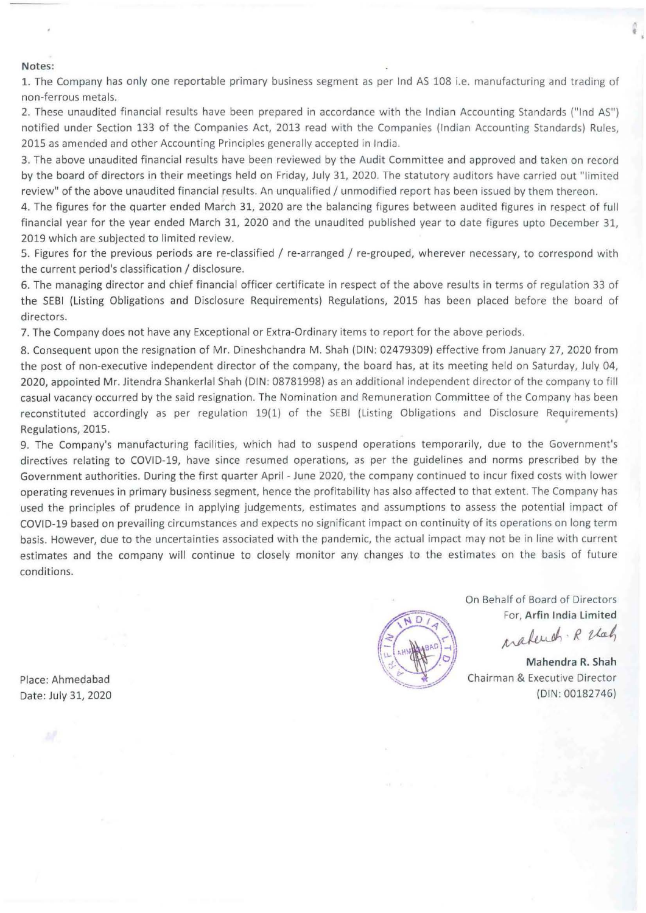**Notes:**

1. The Company has only one reportable primary business segment as per Ind AS 108 i.e. manufacturing and trading of non-ferrous metals.
2. These unaudited financial results have been prepared in accordance with the Indian Accounting Standards ("Ind AS") notified under Section 133 of the Companies Act, 2013 read with the Companies (Indian Accounting Standards) Rules, 2015 as amended and other Accounting Principles generally accepted in India.
3. The above unaudited financial results have been reviewed by the Audit Committee and approved and taken on record by the board of directors in their meetings held on Friday, July 31, 2020. The statutory auditors have carried out "limited review" of the above unaudited financial results. An unqualified / unmodified report has been issued by them thereon.
4. The figures for the quarter ended March 31, 2020 are the balancing figures between audited figures in respect of full financial year for the year ended March 31, 2020 and the unaudited published year to date figures upto December 31, 2019 which are subjected to limited review.
5. Figures for the previous periods are re-classified / re-arranged / re-grouped, wherever necessary, to correspond with the current period's classification / disclosure.
6. The managing director and chief financial officer certificate in respect of the above results in terms of regulation 33 of the SEBI (Listing Obligations and Disclosure Requirements) Regulations, 2015 has been placed before the board of directors.
7. The Company does not have any Exceptional or Extra-Ordinary items to report for the above periods.
8. Consequent upon the resignation of Mr. Dineshchandra M. Shah (DIN: 02479309) effective from January 27, 2020 from the post of non-executive independent director of the company, the board has, at its meeting held on Saturday, July 04, 2020, appointed Mr. Jitendra Shankerlal Shah (DIN: 08781998) as an additional independent director of the company to fill casual vacancy occurred by the said resignation. The Nomination and Remuneration Committee of the Company has been reconstituted accordingly as per regulation 19(1) of the SEBI (Listing Obligations and Disclosure Requirements) Regulations, 2015.
9. The Company's manufacturing facilities, which had to suspend operations temporarily, due to the Government's directives relating to COVID-19, have since resumed operations, as per the guidelines and norms prescribed by the Government authorities. During the first quarter April - June 2020, the company continued to incur fixed costs with lower operating revenues in primary business segment, hence the profitability has also affected to that extent. The Company has used the principles of prudence in applying judgements, estimates and assumptions to assess the potential impact of COVID-19 based on prevailing circumstances and expects no significant impact on continuity of its operations on long term basis. However, due to the uncertainties associated with the pandemic, the actual impact may not be in line with current estimates and the company will continue to closely monitor any changes to the estimates on the basis of future conditions.

On Behalf of Board of Directors
For, **Arfin India Limited**

**Mahendra R. Shah**
Chairman & Executive Director
(DIN: 00182746)

Place: Ahmedabad
Date: July 31, 2020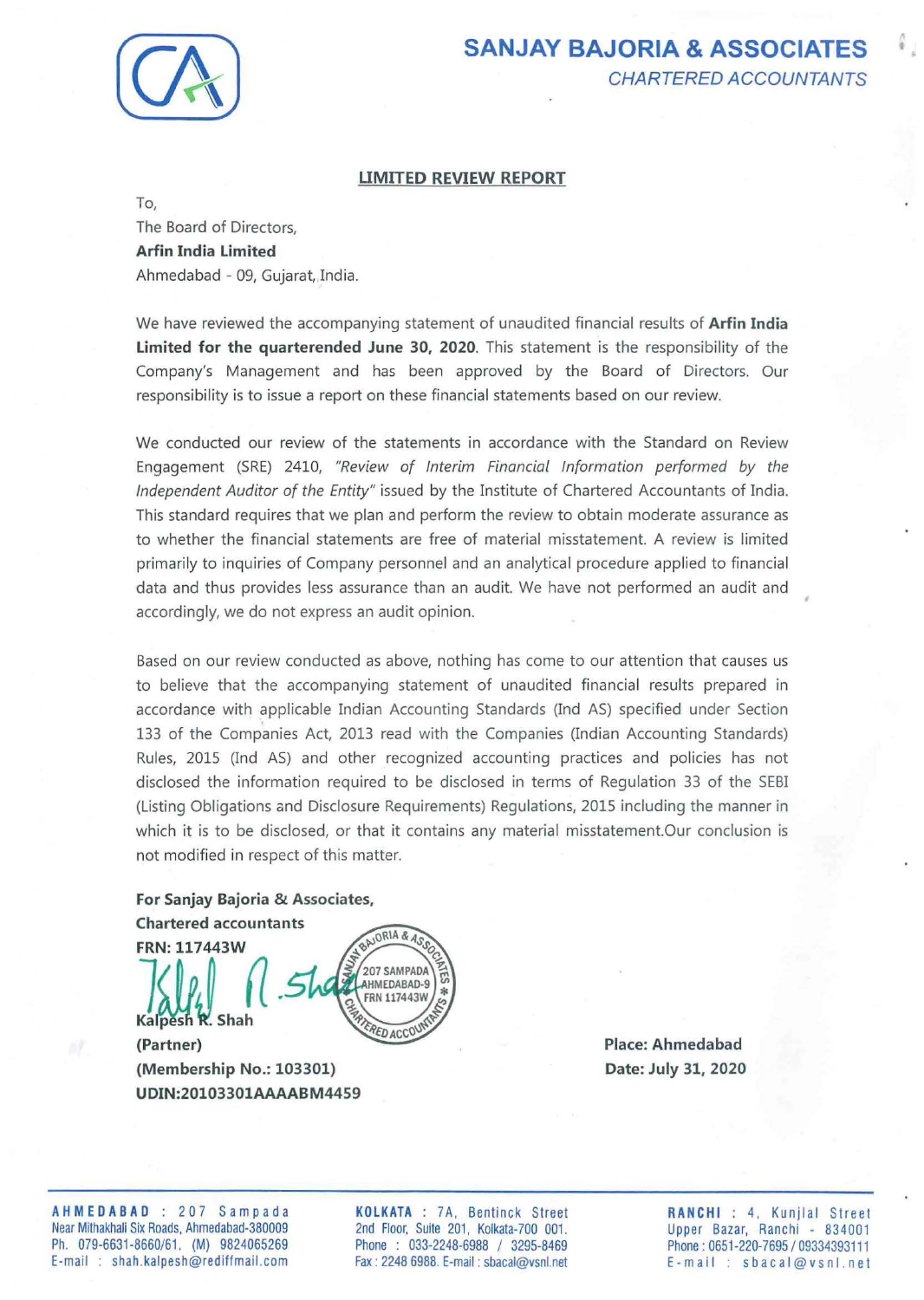**SANJAY BAJORIA & ASSOCIATES**
*CHARTERED ACCOUNTANTS*

## LIMITED REVIEW REPORT

To,
The Board of Directors,
**Arfin India Limited**
Ahmedabad - 09, Gujarat, India.

We have reviewed the accompanying statement of unaudited financial results of **Arfin India Limited for the quarterended June 30, 2020**. This statement is the responsibility of the Company's Management and has been approved by the Board of Directors. Our responsibility is to issue a report on these financial statements based on our review.

We conducted our review of the statements in accordance with the Standard on Review Engagement (SRE) 2410, *"Review of Interim Financial Information performed by the Independent Auditor of the Entity"* issued by the Institute of Chartered Accountants of India. This standard requires that we plan and perform the review to obtain moderate assurance as to whether the financial statements are free of material misstatement. A review is limited primarily to inquiries of Company personnel and an analytical procedure applied to financial data and thus provides less assurance than an audit. We have not performed an audit and accordingly, we do not express an audit opinion.

Based on our review conducted as above, nothing has come to our attention that causes us to believe that the accompanying statement of unaudited financial results prepared in accordance with applicable Indian Accounting Standards (Ind AS) specified under Section 133 of the Companies Act, 2013 read with the Companies (Indian Accounting Standards) Rules, 2015 (Ind AS) and other recognized accounting practices and policies has not disclosed the information required to be disclosed in terms of Regulation 33 of the SEBI (Listing Obligations and Disclosure Requirements) Regulations, 2015 including the manner in which it is to be disclosed, or that it contains any material misstatement.Our conclusion is not modified in respect of this matter.

**For Sanjay Bajoria & Associates,**
**Chartered accountants**
**FRN: 117443W**

**Kalpesh R. Shah**
**(Partner)**
**(Membership No.: 103301)**
**UDIN:20103301AAAABM4459**

**Place: Ahmedabad**
**Date: July 31, 2020**

**AHMEDABAD** : 207 Sampada Near Mithakhali Six Roads, Ahmedabad-380009 Ph. 079-6631-8660/61. (M) 9824065269 E-mail : shah.kalpesh@rediffmail.com

**KOLKATA** : 7A, Bentinck Street 2nd Floor, Suite 201, Kolkata-700 001. Phone : 033-2248-6988 / 3295-8469 Fax : 2248 6988. E-mail : sbacal@vsnl.net

**RANCHI** : 4, Kunjlal Street Upper Bazar, Ranchi - 834001 Phone : 0651-220-7695 / 09334393111 E-mail : sbacal@vsnl.net